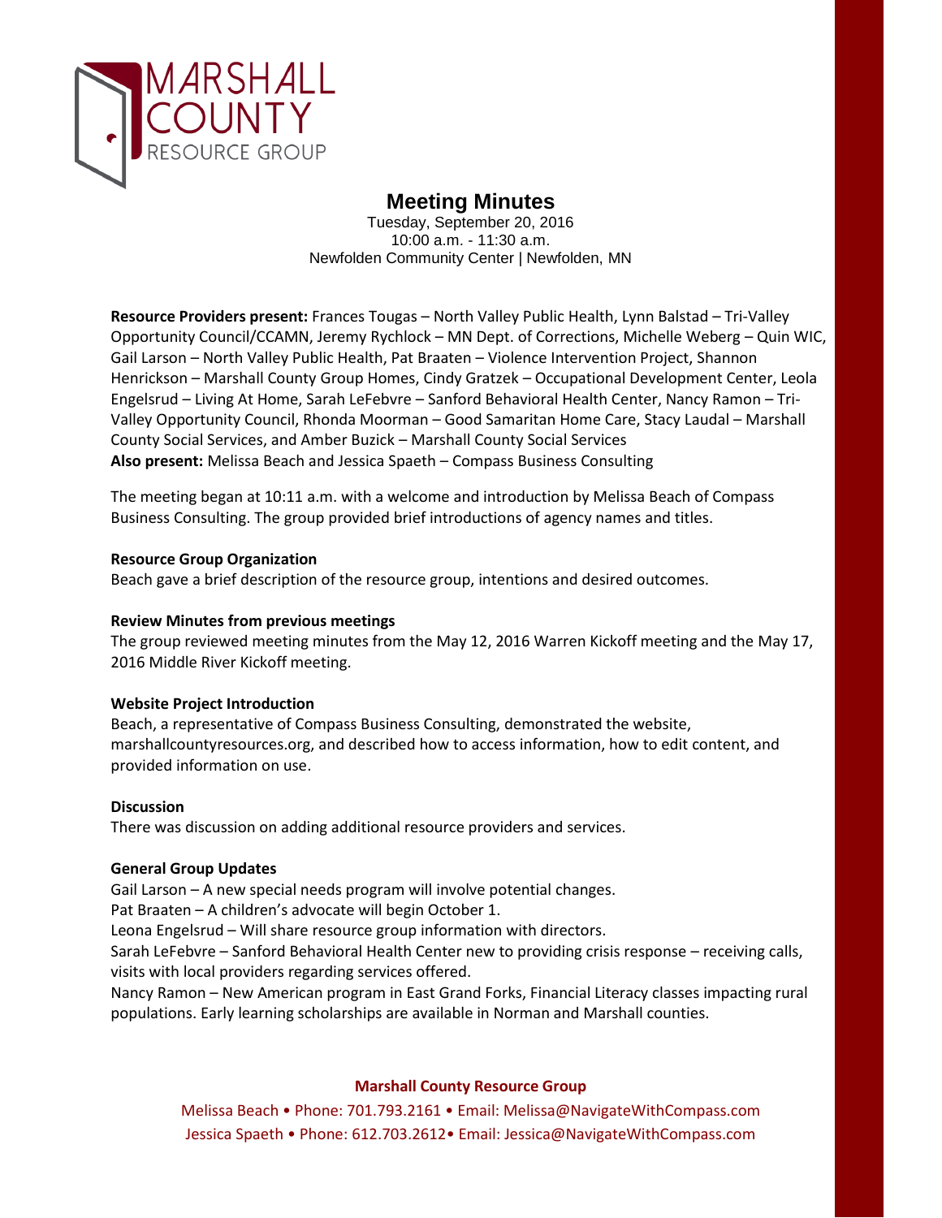MARSHALL COUNTY RESOURCE GROUP

# Meeting Minutes

Tuesday, September 20, 2016
10:00 a.m. - 11:30 a.m.
Newfolden Community Center | Newfolden, MN

**Resource Providers present:** Frances Tougas – North Valley Public Health, Lynn Balstad – Tri-Valley Opportunity Council/CCAMN, Jeremy Rychlock – MN Dept. of Corrections, Michelle Weberg – Quin WIC, Gail Larson – North Valley Public Health, Pat Braaten – Violence Intervention Project, Shannon Henrickson – Marshall County Group Homes, Cindy Gratzek – Occupational Development Center, Leola Engelsrud – Living At Home, Sarah LeFebvre – Sanford Behavioral Health Center, Nancy Ramon – Tri-Valley Opportunity Council, Rhonda Moorman – Good Samaritan Home Care, Stacy Laudal – Marshall County Social Services, and Amber Buzick – Marshall County Social Services
**Also present:** Melissa Beach and Jessica Spaeth – Compass Business Consulting

The meeting began at 10:11 a.m. with a welcome and introduction by Melissa Beach of Compass Business Consulting. The group provided brief introductions of agency names and titles.

**Resource Group Organization**
Beach gave a brief description of the resource group, intentions and desired outcomes.

**Review Minutes from previous meetings**
The group reviewed meeting minutes from the May 12, 2016 Warren Kickoff meeting and the May 17, 2016 Middle River Kickoff meeting.

**Website Project Introduction**
Beach, a representative of Compass Business Consulting, demonstrated the website, marshallcountyresources.org, and described how to access information, how to edit content, and provided information on use.

**Discussion**
There was discussion on adding additional resource providers and services.

**General Group Updates**
Gail Larson – A new special needs program will involve potential changes.
Pat Braaten – A children's advocate will begin October 1.
Leona Engelsrud – Will share resource group information with directors.
Sarah LeFebvre – Sanford Behavioral Health Center new to providing crisis response – receiving calls, visits with local providers regarding services offered.
Nancy Ramon – New American program in East Grand Forks, Financial Literacy classes impacting rural populations. Early learning scholarships are available in Norman and Marshall counties.

**Marshall County Resource Group**
Melissa Beach • Phone: 701.793.2161 • Email: Melissa@NavigateWithCompass.com
Jessica Spaeth • Phone: 612.703.2612• Email: Jessica@NavigateWithCompass.com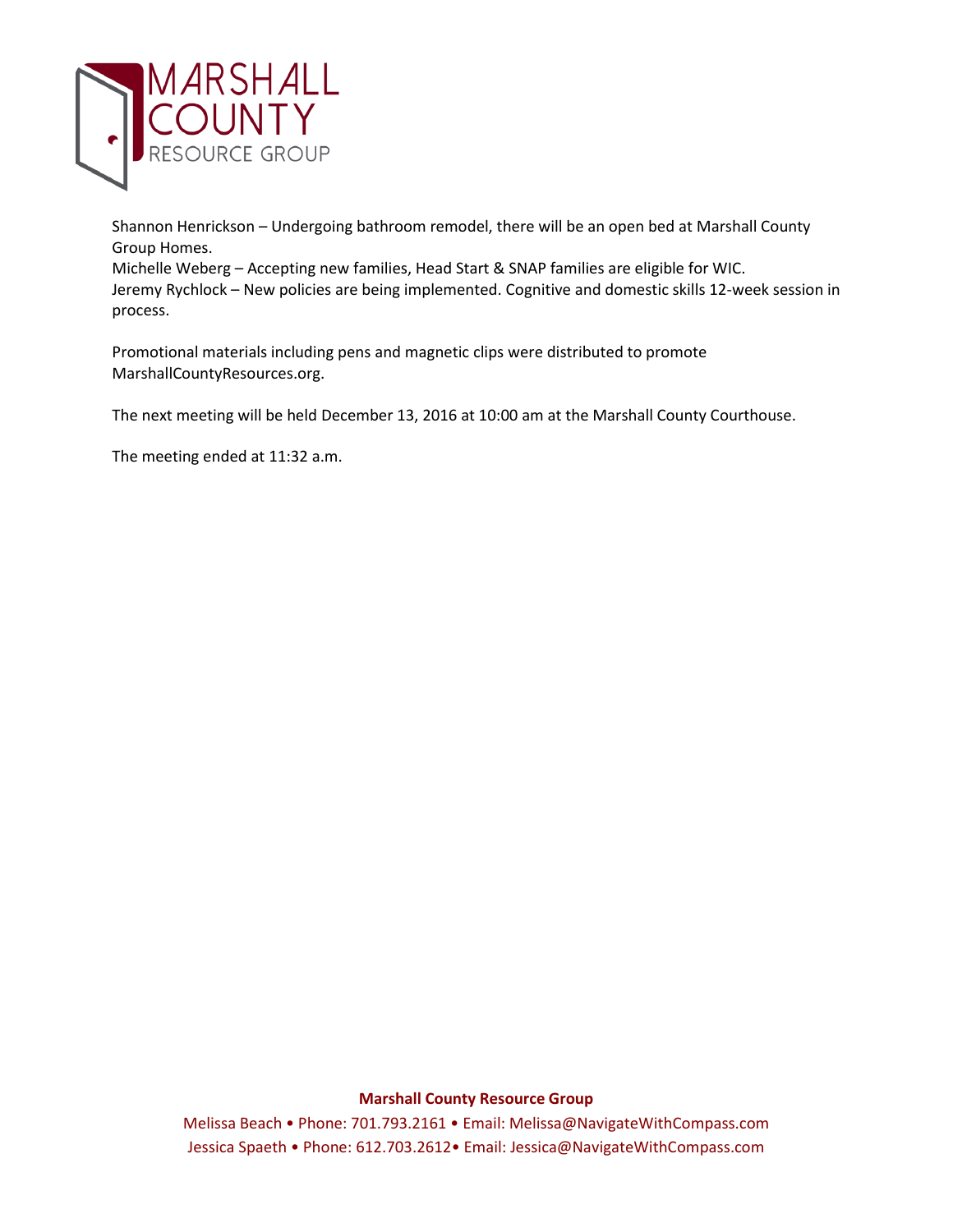Shannon Henrickson – Undergoing bathroom remodel, there will be an open bed at Marshall County Group Homes.
Michelle Weberg – Accepting new families, Head Start & SNAP families are eligible for WIC.
Jeremy Rychlock – New policies are being implemented. Cognitive and domestic skills 12-week session in process.

Promotional materials including pens and magnetic clips were distributed to promote MarshallCountyResources.org.

The next meeting will be held December 13, 2016 at 10:00 am at the Marshall County Courthouse.

The meeting ended at 11:32 a.m.